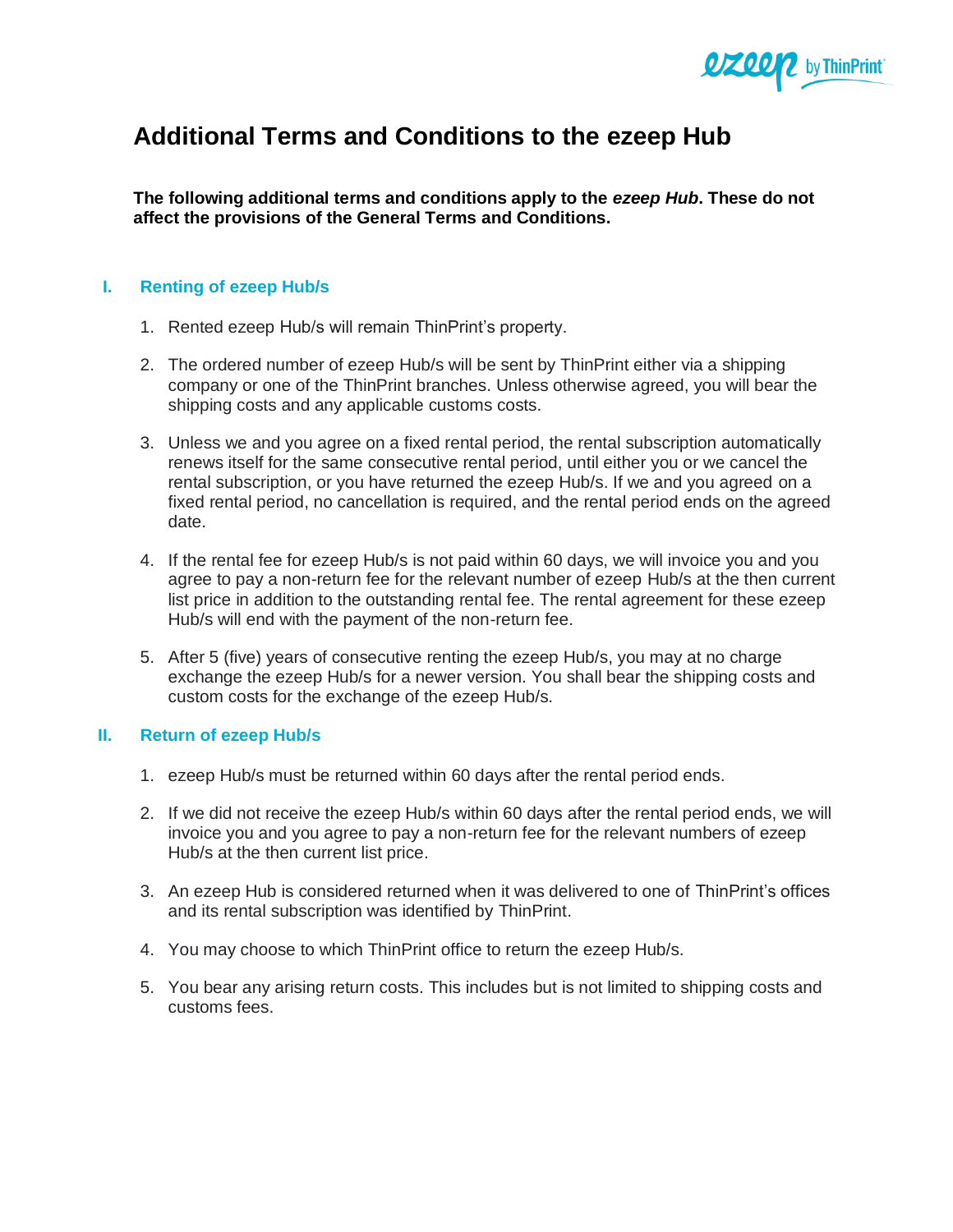# Additional Terms and Conditions to the ezeep Hub

**The following additional terms and conditions apply to the *ezeep Hub*. These do not affect the provisions of the General Terms and Conditions.**

## I. Renting of ezeep Hub/s

1. Rented ezeep Hub/s will remain ThinPrint's property.
2. The ordered number of ezeep Hub/s will be sent by ThinPrint either via a shipping company or one of the ThinPrint branches. Unless otherwise agreed, you will bear the shipping costs and any applicable customs costs.
3. Unless we and you agree on a fixed rental period, the rental subscription automatically renews itself for the same consecutive rental period, until either you or we cancel the rental subscription, or you have returned the ezeep Hub/s. If we and you agreed on a fixed rental period, no cancellation is required, and the rental period ends on the agreed date.
4. If the rental fee for ezeep Hub/s is not paid within 60 days, we will invoice you and you agree to pay a non-return fee for the relevant number of ezeep Hub/s at the then current list price in addition to the outstanding rental fee. The rental agreement for these ezeep Hub/s will end with the payment of the non-return fee.
5. After 5 (five) years of consecutive renting the ezeep Hub/s, you may at no charge exchange the ezeep Hub/s for a newer version. You shall bear the shipping costs and custom costs for the exchange of the ezeep Hub/s.

## II. Return of ezeep Hub/s

1. ezeep Hub/s must be returned within 60 days after the rental period ends.
2. If we did not receive the ezeep Hub/s within 60 days after the rental period ends, we will invoice you and you agree to pay a non-return fee for the relevant numbers of ezeep Hub/s at the then current list price.
3. An ezeep Hub is considered returned when it was delivered to one of ThinPrint's offices and its rental subscription was identified by ThinPrint.
4. You may choose to which ThinPrint office to return the ezeep Hub/s.
5. You bear any arising return costs. This includes but is not limited to shipping costs and customs fees.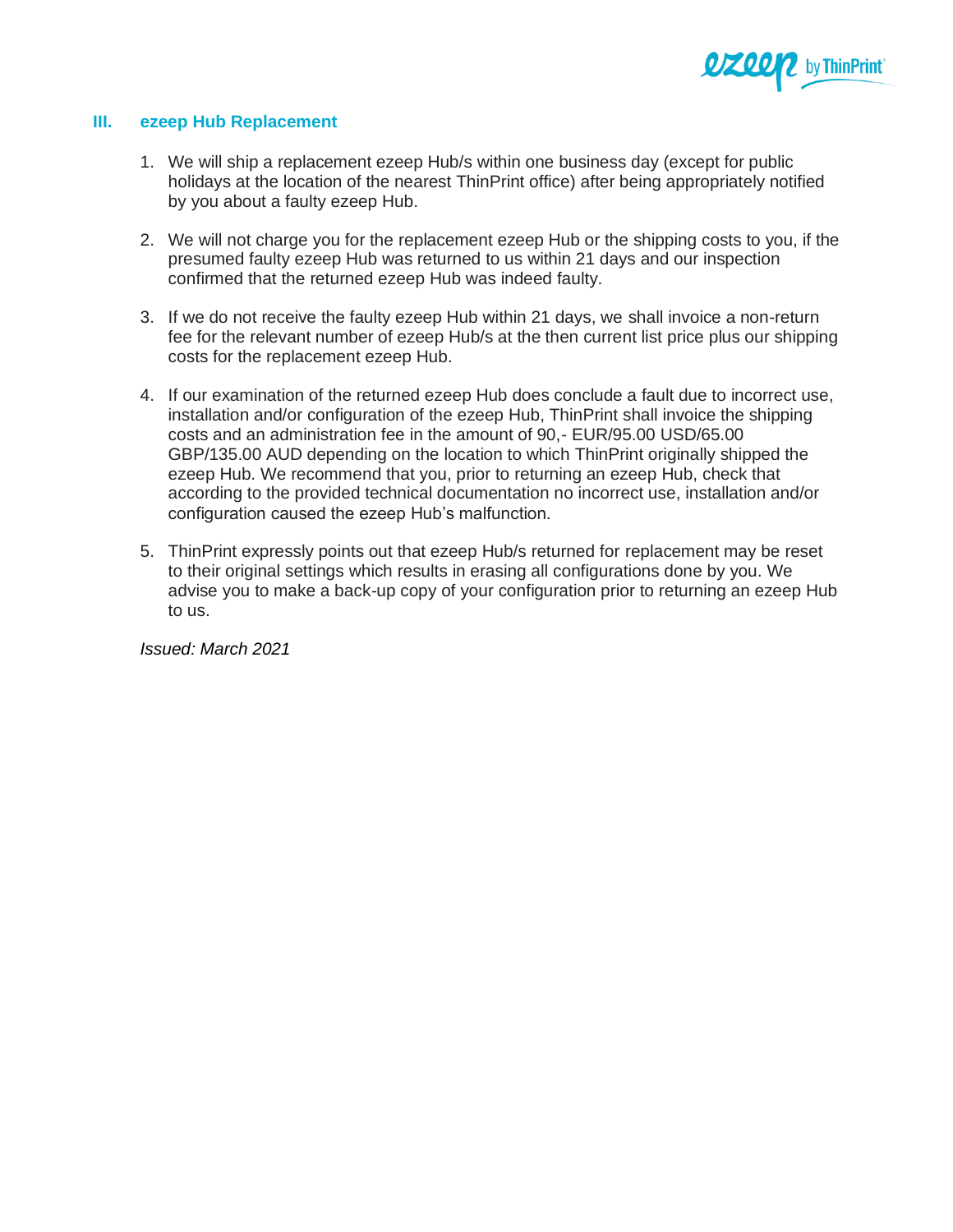## III. ezeep Hub Replacement

1. We will ship a replacement ezeep Hub/s within one business day (except for public holidays at the location of the nearest ThinPrint office) after being appropriately notified by you about a faulty ezeep Hub.

2. We will not charge you for the replacement ezeep Hub or the shipping costs to you, if the presumed faulty ezeep Hub was returned to us within 21 days and our inspection confirmed that the returned ezeep Hub was indeed faulty.

3. If we do not receive the faulty ezeep Hub within 21 days, we shall invoice a non-return fee for the relevant number of ezeep Hub/s at the then current list price plus our shipping costs for the replacement ezeep Hub.

4. If our examination of the returned ezeep Hub does conclude a fault due to incorrect use, installation and/or configuration of the ezeep Hub, ThinPrint shall invoice the shipping costs and an administration fee in the amount of 90,- EUR/95.00 USD/65.00 GBP/135.00 AUD depending on the location to which ThinPrint originally shipped the ezeep Hub. We recommend that you, prior to returning an ezeep Hub, check that according to the provided technical documentation no incorrect use, installation and/or configuration caused the ezeep Hub's malfunction.

5. ThinPrint expressly points out that ezeep Hub/s returned for replacement may be reset to their original settings which results in erasing all configurations done by you. We advise you to make a back-up copy of your configuration prior to returning an ezeep Hub to us.

*Issued: March 2021*